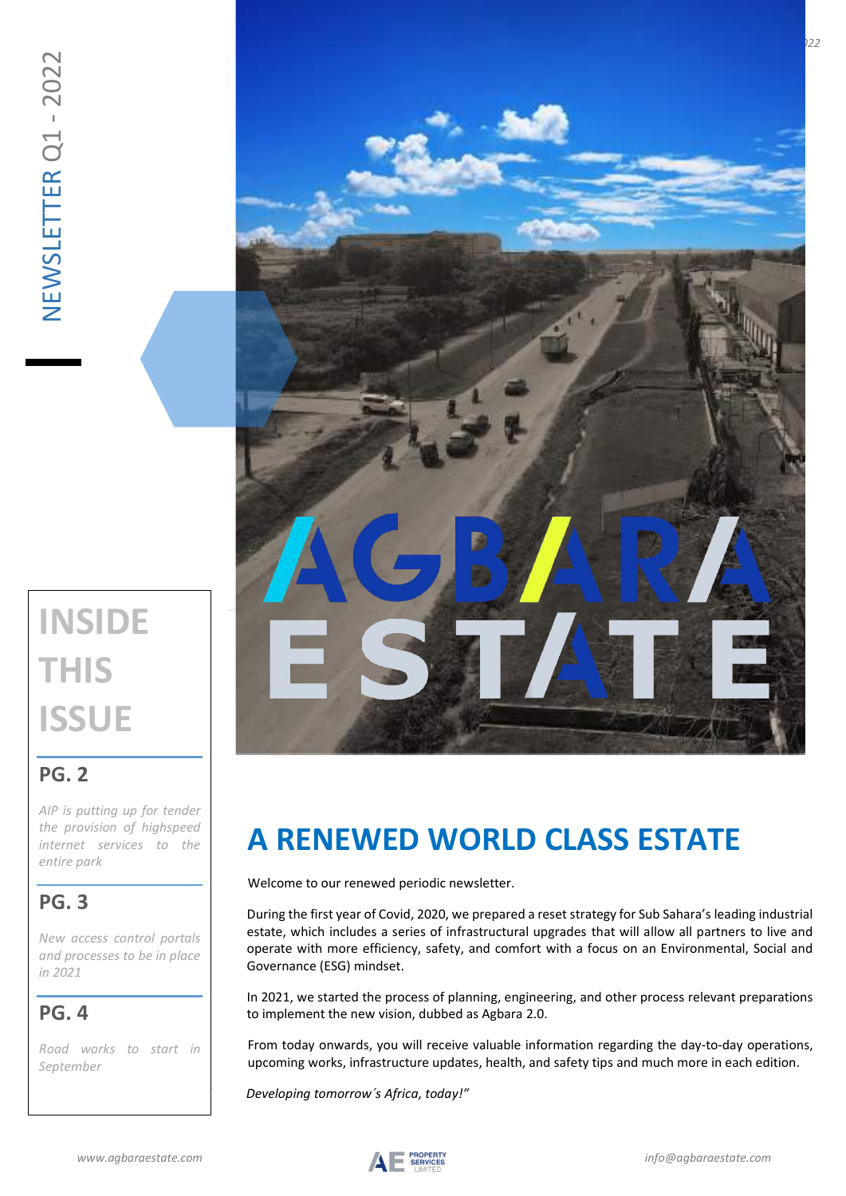NEWSLETTER Q1 - 2022

# AGBARA ESTATE

## INSIDE THIS ISSUE

### PG. 2

*AIP is putting up for tender the provision of highspeed internet services to the entire park*

### PG. 3

*New access control portals and processes to be in place in 2021*

### PG. 4

*Road works to start in September*

## A RENEWED WORLD CLASS ESTATE

Welcome to our renewed periodic newsletter.

During the first year of Covid, 2020, we prepared a reset strategy for Sub Sahara's leading industrial estate, which includes a series of infrastructural upgrades that will allow all partners to live and operate with more efficiency, safety, and comfort with a focus on an Environmental, Social and Governance (ESG) mindset.

In 2021, we started the process of planning, engineering, and other process relevant preparations to implement the new vision, dubbed as Agbara 2.0.

From today onwards, you will receive valuable information regarding the day-to-day operations, upcoming works, infrastructure updates, health, and safety tips and much more in each edition.

*Developing tomorrow´s Africa, today!"*

*www.agbaraestate.com*

AE PROPERTY SERVICES LIMITED

*info@agbaraestate.com*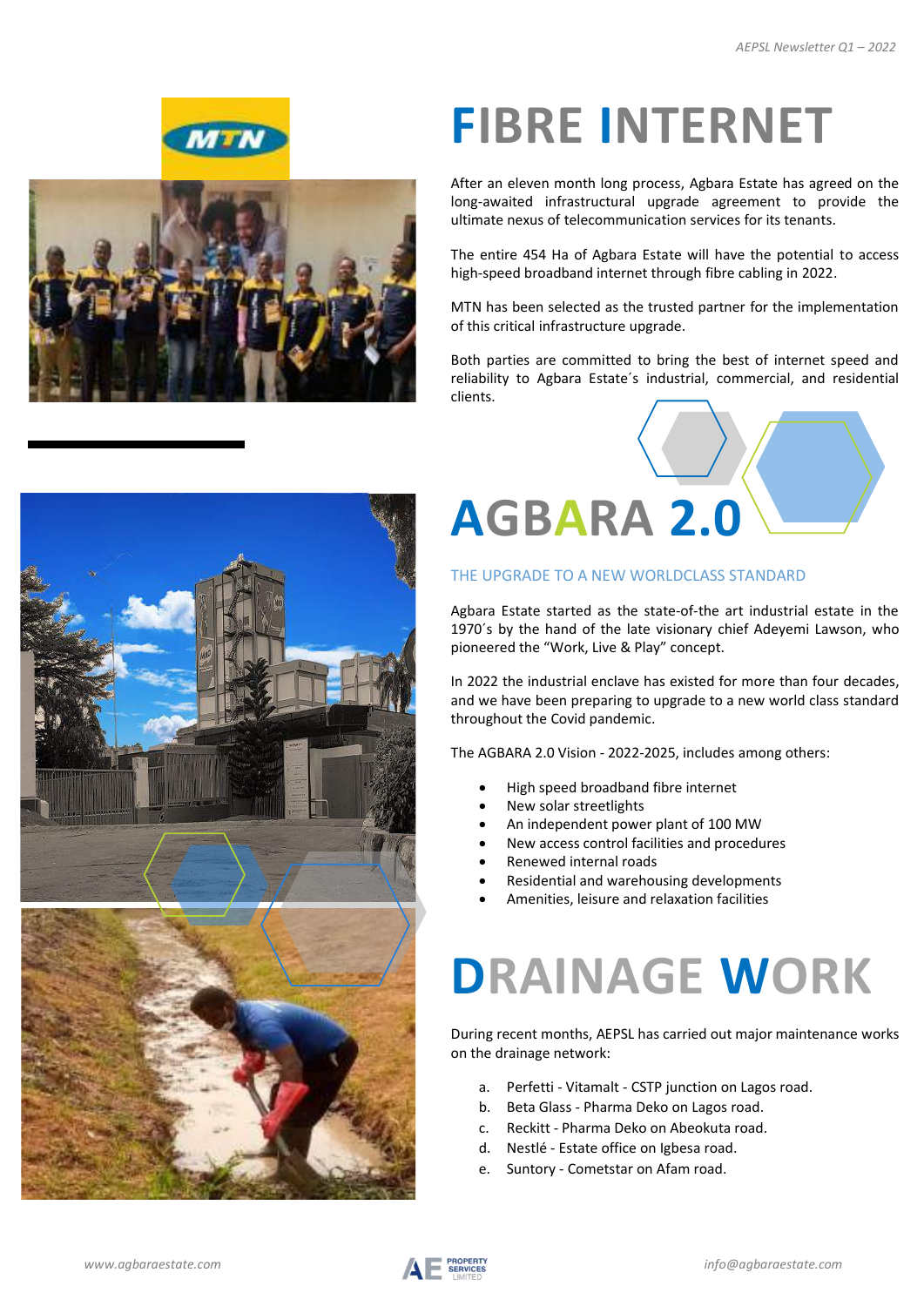# FIBRE INTERNET

After an eleven month long process, Agbara Estate has agreed on the long-awaited infrastructural upgrade agreement to provide the ultimate nexus of telecommunication services for its tenants.

The entire 454 Ha of Agbara Estate will have the potential to access high-speed broadband internet through fibre cabling in 2022.

MTN has been selected as the trusted partner for the implementation of this critical infrastructure upgrade.

Both parties are committed to bring the best of internet speed and reliability to Agbara Estate´s industrial, commercial, and residential clients.

# AGBARA 2.0

## THE UPGRADE TO A NEW WORLDCLASS STANDARD

Agbara Estate started as the state-of-the art industrial estate in the 1970´s by the hand of the late visionary chief Adeyemi Lawson, who pioneered the "Work, Live & Play" concept.

In 2022 the industrial enclave has existed for more than four decades, and we have been preparing to upgrade to a new world class standard throughout the Covid pandemic.

The AGBARA 2.0 Vision - 2022-2025, includes among others:

- High speed broadband fibre internet
- New solar streetlights
- An independent power plant of 100 MW
- New access control facilities and procedures
- Renewed internal roads
- Residential and warehousing developments
- Amenities, leisure and relaxation facilities

# DRAINAGE WORK

During recent months, AEPSL has carried out major maintenance works on the drainage network:

a. Perfetti - Vitamalt - CSTP junction on Lagos road.
b. Beta Glass - Pharma Deko on Lagos road.
c. Reckitt - Pharma Deko on Abeokuta road.
d. Nestlé - Estate office on Igbesa road.
e. Suntory - Cometstar on Afam road.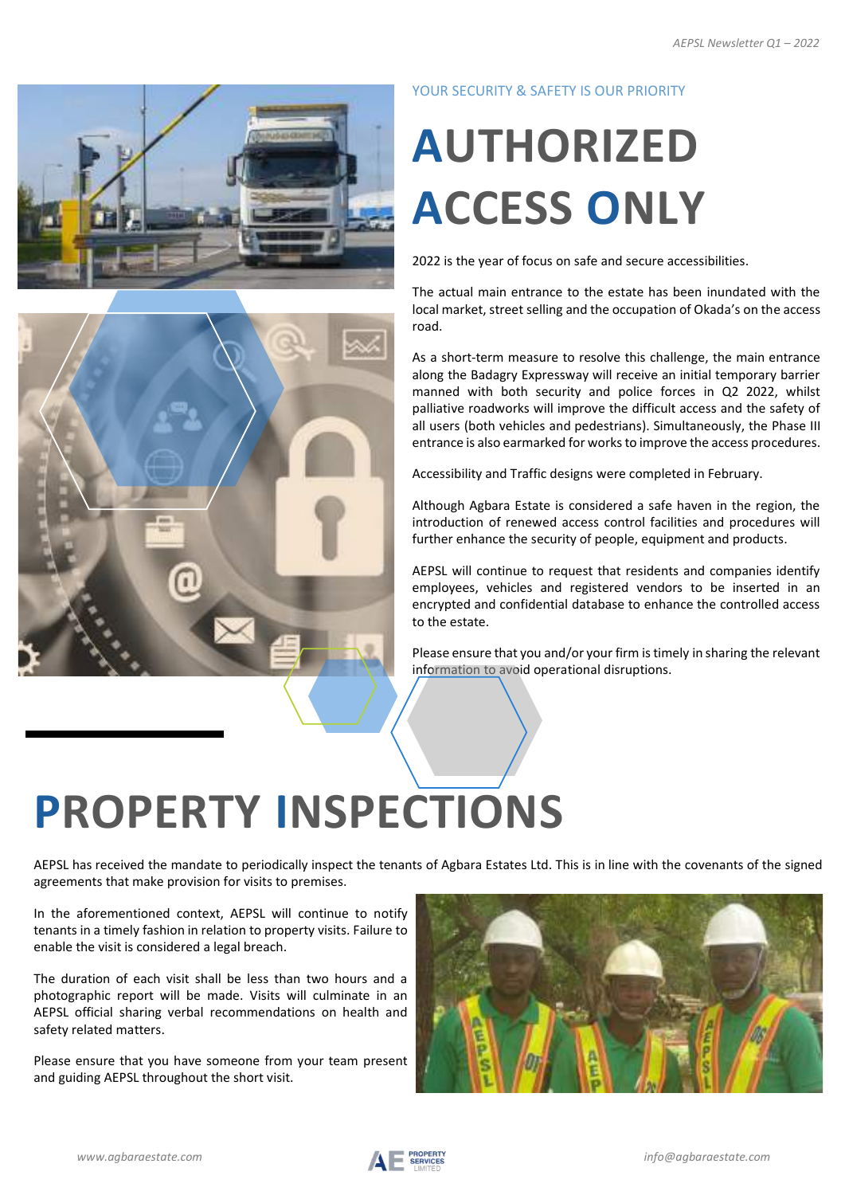YOUR SECURITY & SAFETY IS OUR PRIORITY

# AUTHORIZED ACCESS ONLY

2022 is the year of focus on safe and secure accessibilities.

The actual main entrance to the estate has been inundated with the local market, street selling and the occupation of Okada's on the access road.

As a short-term measure to resolve this challenge, the main entrance along the Badagry Expressway will receive an initial temporary barrier manned with both security and police forces in Q2 2022, whilst palliative roadworks will improve the difficult access and the safety of all users (both vehicles and pedestrians). Simultaneously, the Phase III entrance is also earmarked for works to improve the access procedures.

Accessibility and Traffic designs were completed in February.

Although Agbara Estate is considered a safe haven in the region, the introduction of renewed access control facilities and procedures will further enhance the security of people, equipment and products.

AEPSL will continue to request that residents and companies identify employees, vehicles and registered vendors to be inserted in an encrypted and confidential database to enhance the controlled access to the estate.

Please ensure that you and/or your firm is timely in sharing the relevant information to avoid operational disruptions.

# PROPERTY INSPECTIONS

AEPSL has received the mandate to periodically inspect the tenants of Agbara Estates Ltd. This is in line with the covenants of the signed agreements that make provision for visits to premises.

In the aforementioned context, AEPSL will continue to notify tenants in a timely fashion in relation to property visits. Failure to enable the visit is considered a legal breach.

The duration of each visit shall be less than two hours and a photographic report will be made. Visits will culminate in an AEPSL official sharing verbal recommendations on health and safety related matters.

Please ensure that you have someone from your team present and guiding AEPSL throughout the short visit.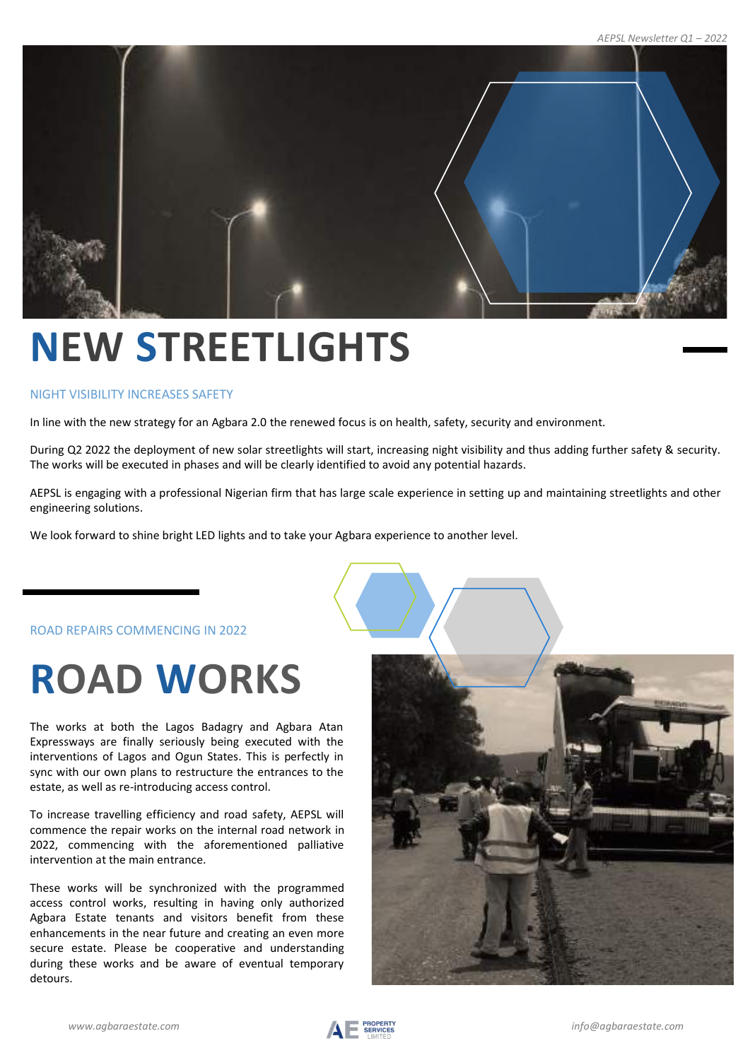# NEW STREETLIGHTS

NIGHT VISIBILITY INCREASES SAFETY

In line with the new strategy for an Agbara 2.0 the renewed focus is on health, safety, security and environment.

During Q2 2022 the deployment of new solar streetlights will start, increasing night visibility and thus adding further safety & security. The works will be executed in phases and will be clearly identified to avoid any potential hazards.

AEPSL is engaging with a professional Nigerian firm that has large scale experience in setting up and maintaining streetlights and other engineering solutions.

We look forward to shine bright LED lights and to take your Agbara experience to another level.

ROAD REPAIRS COMMENCING IN 2022

# ROAD WORKS

The works at both the Lagos Badagry and Agbara Atan Expressways are finally seriously being executed with the interventions of Lagos and Ogun States. This is perfectly in sync with our own plans to restructure the entrances to the estate, as well as re-introducing access control.

To increase travelling efficiency and road safety, AEPSL will commence the repair works on the internal road network in 2022, commencing with the aforementioned palliative intervention at the main entrance.

These works will be synchronized with the programmed access control works, resulting in having only authorized Agbara Estate tenants and visitors benefit from these enhancements in the near future and creating an even more secure estate. Please be cooperative and understanding during these works and be aware of eventual temporary detours.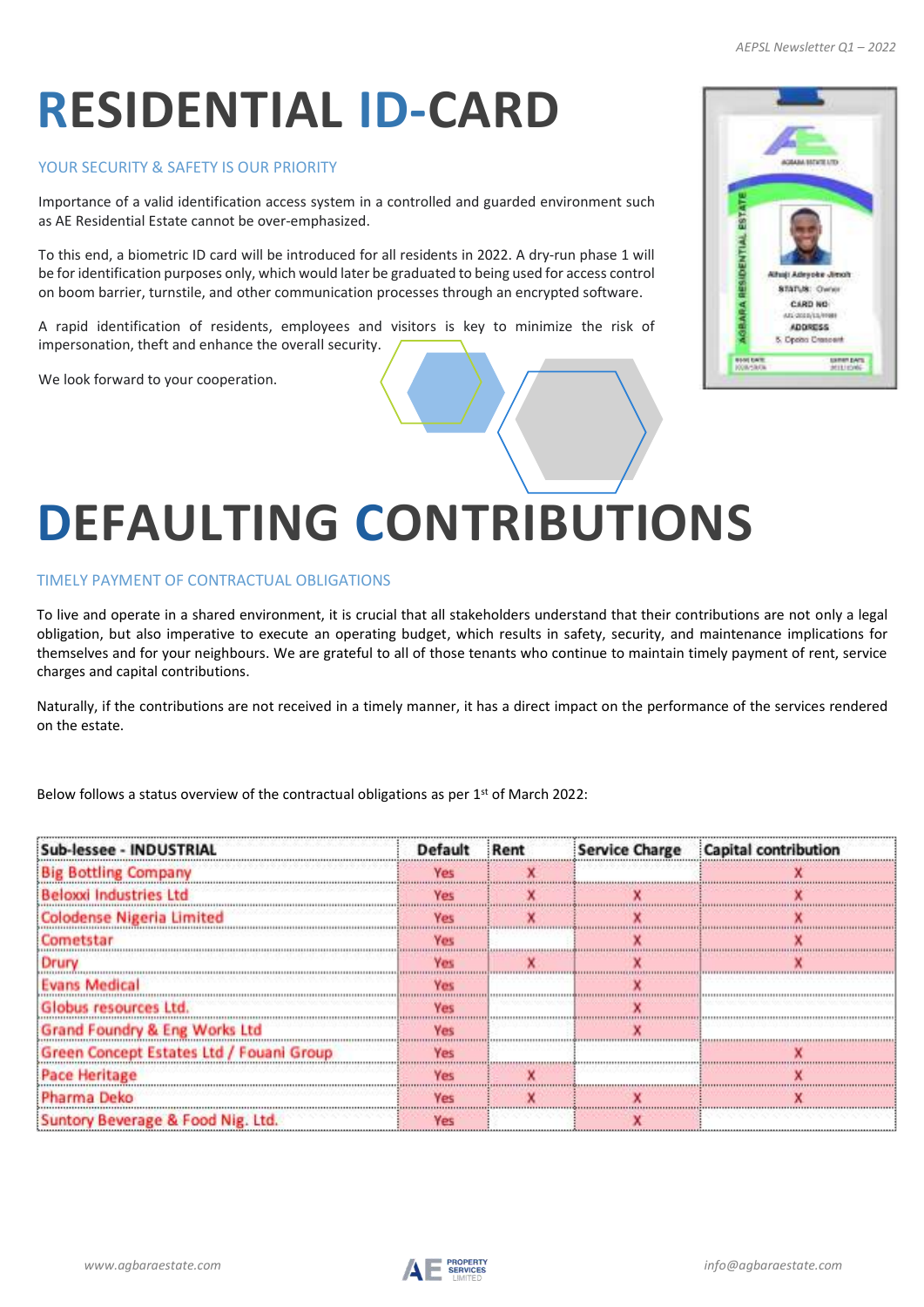# RESIDENTIAL ID-CARD

## YOUR SECURITY & SAFETY IS OUR PRIORITY

Importance of a valid identification access system in a controlled and guarded environment such as AE Residential Estate cannot be over-emphasized.

To this end, a biometric ID card will be introduced for all residents in 2022. A dry-run phase 1 will be for identification purposes only, which would later be graduated to being used for access control on boom barrier, turnstile, and other communication processes through an encrypted software.

A rapid identification of residents, employees and visitors is key to minimize the risk of impersonation, theft and enhance the overall security.

We look forward to your cooperation.

# DEFAULTING CONTRIBUTIONS

## TIMELY PAYMENT OF CONTRACTUAL OBLIGATIONS

To live and operate in a shared environment, it is crucial that all stakeholders understand that their contributions are not only a legal obligation, but also imperative to execute an operating budget, which results in safety, security, and maintenance implications for themselves and for your neighbours. We are grateful to all of those tenants who continue to maintain timely payment of rent, service charges and capital contributions.

Naturally, if the contributions are not received in a timely manner, it has a direct impact on the performance of the services rendered on the estate.

Below follows a status overview of the contractual obligations as per 1st of March 2022:

| Sub-lessee - INDUSTRIAL | Default | Rent | Service Charge | Capital contribution |
|---|---|---|---|---|
| Big Bottling Company | Yes | X | | X |
| Beloxxi Industries Ltd | Yes | X | X | X |
| Colodense Nigeria Limited | Yes | X | X | X |
| Cometstar | Yes | | X | X |
| Drury | Yes | X | X | X |
| Evans Medical | Yes | | X | |
| Globus resources Ltd. | Yes | | X | |
| Grand Foundry & Eng Works Ltd | Yes | | X | |
| Green Concept Estates Ltd / Fouani Group | Yes | | | X |
| Pace Heritage | Yes | X | | X |
| Pharma Deko | Yes | X | X | X |
| Suntory Beverage & Food Nig. Ltd. | Yes | | X | |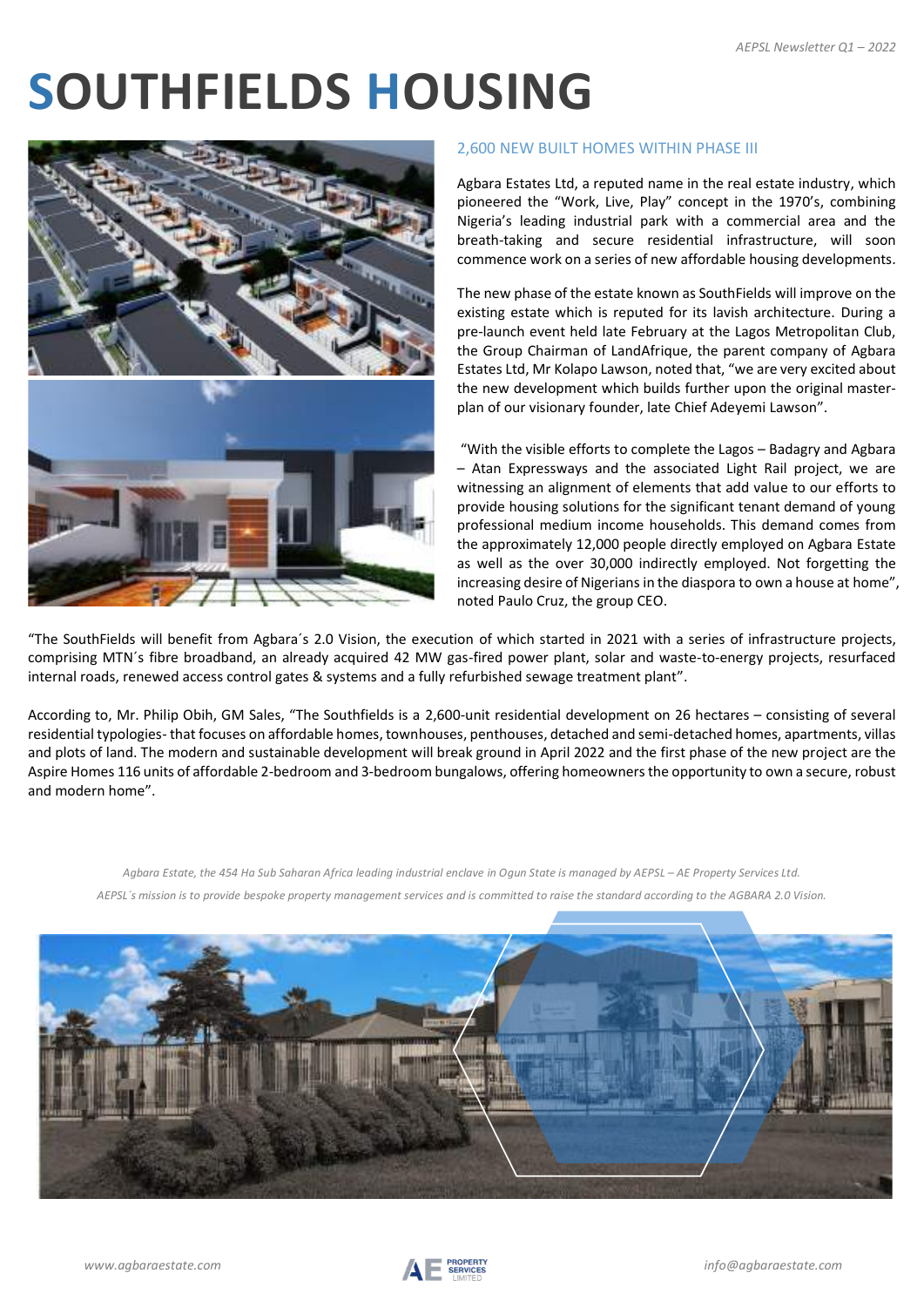# SOUTHFIELDS HOUSING

### 2,600 NEW BUILT HOMES WITHIN PHASE III

Agbara Estates Ltd, a reputed name in the real estate industry, which pioneered the "Work, Live, Play" concept in the 1970's, combining Nigeria's leading industrial park with a commercial area and the breath-taking and secure residential infrastructure, will soon commence work on a series of new affordable housing developments.

The new phase of the estate known as SouthFields will improve on the existing estate which is reputed for its lavish architecture. During a pre-launch event held late February at the Lagos Metropolitan Club, the Group Chairman of LandAfrique, the parent company of Agbara Estates Ltd, Mr Kolapo Lawson, noted that, "we are very excited about the new development which builds further upon the original master-plan of our visionary founder, late Chief Adeyemi Lawson".

"With the visible efforts to complete the Lagos – Badagry and Agbara – Atan Expressways and the associated Light Rail project, we are witnessing an alignment of elements that add value to our efforts to provide housing solutions for the significant tenant demand of young professional medium income households. This demand comes from the approximately 12,000 people directly employed on Agbara Estate as well as the over 30,000 indirectly employed. Not forgetting the increasing desire of Nigerians in the diaspora to own a house at home", noted Paulo Cruz, the group CEO.

"The SouthFields will benefit from Agbara´s 2.0 Vision, the execution of which started in 2021 with a series of infrastructure projects, comprising MTN´s fibre broadband, an already acquired 42 MW gas-fired power plant, solar and waste-to-energy projects, resurfaced internal roads, renewed access control gates & systems and a fully refurbished sewage treatment plant".

According to, Mr. Philip Obih, GM Sales, "The Southfields is a 2,600-unit residential development on 26 hectares – consisting of several residential typologies- that focuses on affordable homes, townhouses, penthouses, detached and semi-detached homes, apartments, villas and plots of land. The modern and sustainable development will break ground in April 2022 and the first phase of the new project are the Aspire Homes 116 units of affordable 2-bedroom and 3-bedroom bungalows, offering homeowners the opportunity to own a secure, robust and modern home".

*Agbara Estate, the 454 Ha Sub Saharan Africa leading industrial enclave in Ogun State is managed by AEPSL – AE Property Services Ltd.*

*AEPSL´s mission is to provide bespoke property management services and is committed to raise the standard according to the AGBARA 2.0 Vision.*